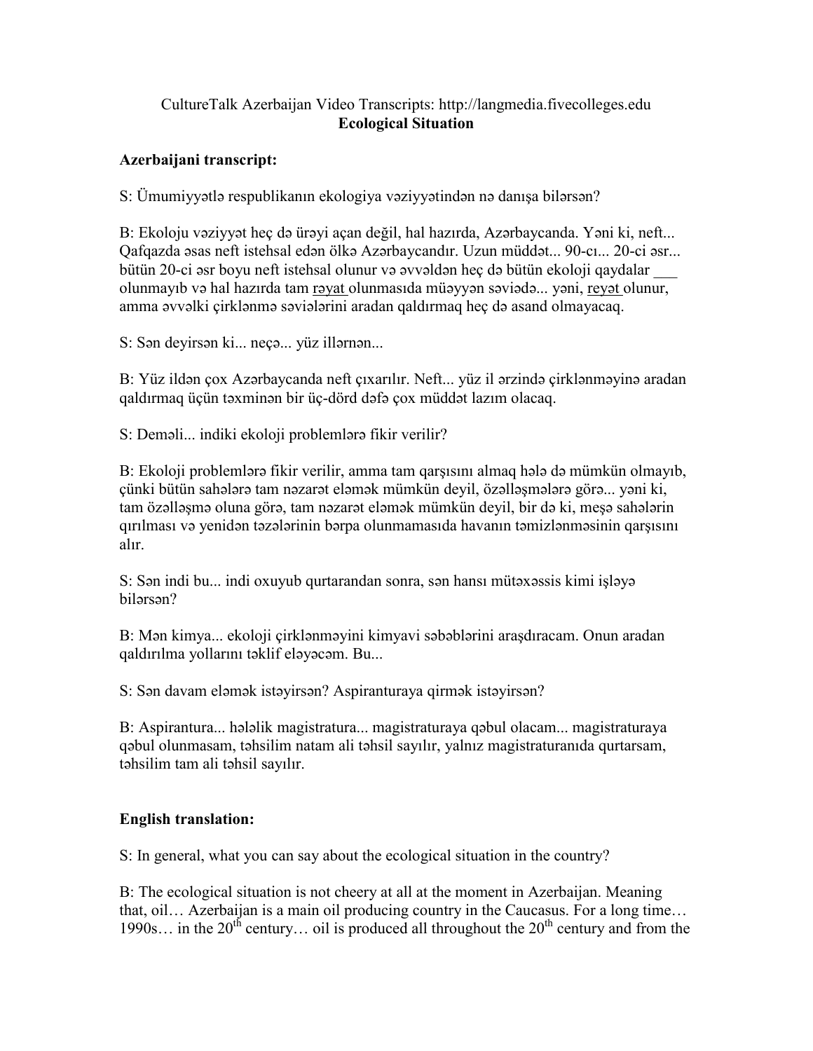CultureTalk Azerbaijan Video Transcripts: http://langmedia.fivecolleges.edu

**Ecological Situation**

**Azerbaijani transcript:**

S: Ümumiyyətlə respublikanın ekologiya vəziyyətindən nə danışa bilərsən?

B: Ekoloju vəziyyət heç də ürəyi açan deyil, hal hazırda, Azərbaycanda. Yəni ki, neft... Qafqazda əsas neft istehsal edən ölkə Azərbaycandır. Uzun müddət... 90-cı... 20-ci əsr... bütün 20-ci əsr boyu neft istehsal olunur və əvvəldən heç də bütün ekoloji qaydalar ___ olunmayıb və hal hazırda tam rəyat olunmasıda müəyyən səviədə... yəni, reyət olunur, amma əvvəlki çirklənmə səviələrini aradan qaldırmaq heç də asand olmayacaq.

S: Sən deyirsən ki... neçə... yüz illərnən...

B: Yüz ildən çox Azərbaycanda neft çıxarılır. Neft... yüz il ərzində çirklənməyinə aradan qaldırmaq üçün təxminən bir üç-dörd dəfə çox müddət lazım olacaq.

S: Deməli... indiki ekoloji problemlərə fikir verilir?

B: Ekoloji problemlərə fikir verilir, amma tam qarşısını almaq hələ də mümkün olmayıb, çünki bütün sahələrə tam nəzarət eləmək mümkün deyil, özəlləşmələrə görə... yəni ki, tam özəlləşmə oluna görə, tam nəzarət eləmək mümkün deyil, bir də ki, meşə sahələrin qırılması və yenidən təzələrinin bərpa olunmamasıda havanın təmizlənməsinin qarşısını alır.

S: Sən indi bu... indi oxuyub qurtarandan sonra, sən hansı mütəxəssis kimi işləyə bilərsən?

B: Mən kimya... ekoloji çirklənməyini kimyavi səbəblərini araşdıracam. Onun aradan qaldırılma yollarını təklif eləyəcəm. Bu...

S: Sən davam eləmək istəyirsən? Aspiranturaya qirmək istəyirsən?

B: Aspirantura... hələlik magistratura... magistraturaya qəbul olacam... magistraturaya qəbul olunmasam, təhsilim natam ali təhsil sayılır, yalnız magistraturanıda qurtarsam, təhsilim tam ali təhsil sayılır.

**English translation:**

S: In general, what you can say about the ecological situation in the country?

B: The ecological situation is not cheery at all at the moment in Azerbaijan. Meaning that, oil… Azerbaijan is a main oil producing country in the Caucasus. For a long time… 1990s… in the 20th century… oil is produced all throughout the 20th century and from the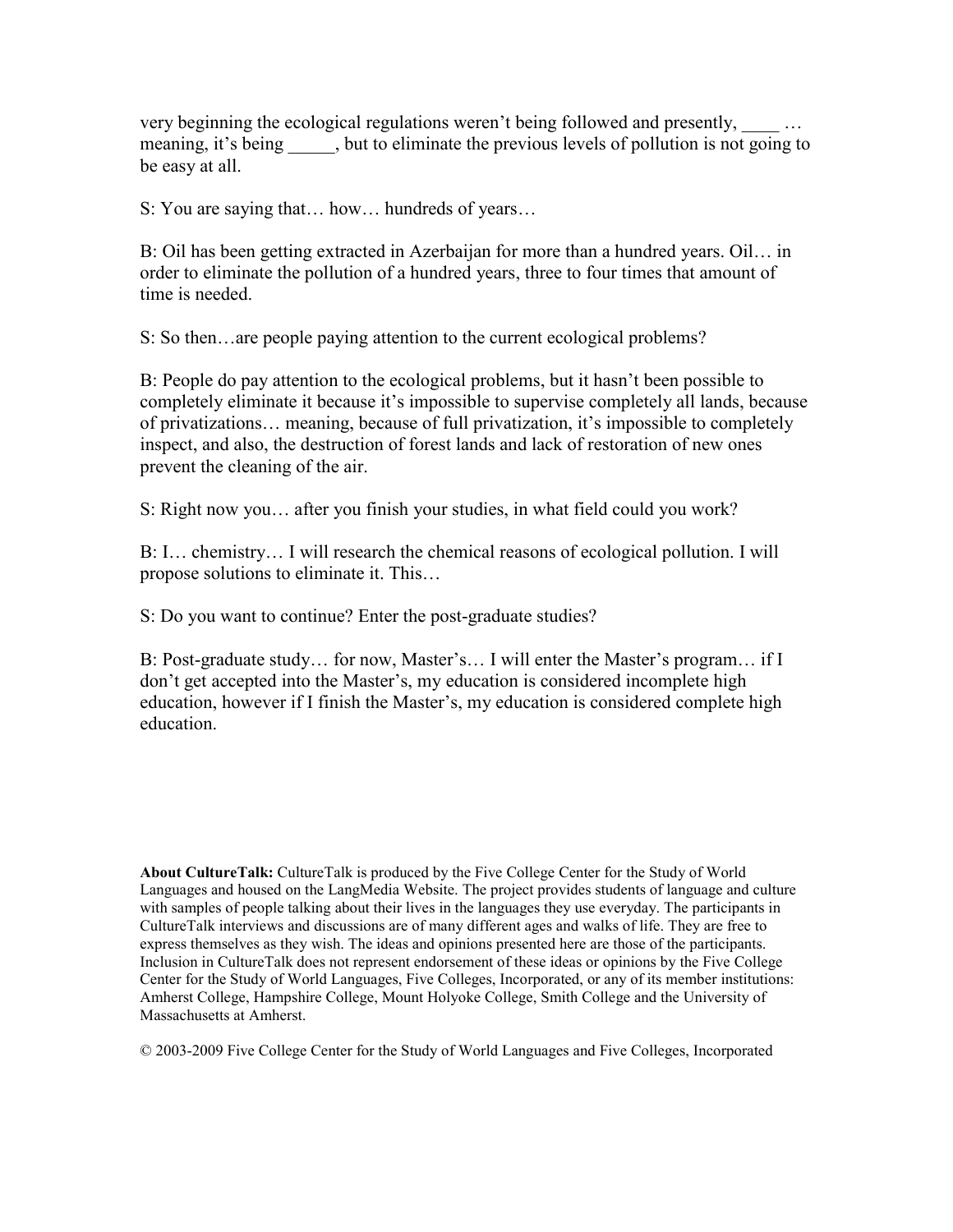very beginning the ecological regulations weren't being followed and presently, ____ … meaning, it's being _____, but to eliminate the previous levels of pollution is not going to be easy at all.

S: You are saying that… how… hundreds of years…

B: Oil has been getting extracted in Azerbaijan for more than a hundred years. Oil… in order to eliminate the pollution of a hundred years, three to four times that amount of time is needed.

S: So then…are people paying attention to the current ecological problems?

B: People do pay attention to the ecological problems, but it hasn't been possible to completely eliminate it because it's impossible to supervise completely all lands, because of privatizations… meaning, because of full privatization, it's impossible to completely inspect, and also, the destruction of forest lands and lack of restoration of new ones prevent the cleaning of the air.

S: Right now you… after you finish your studies, in what field could you work?

B: I… chemistry… I will research the chemical reasons of ecological pollution. I will propose solutions to eliminate it. This…

S: Do you want to continue? Enter the post-graduate studies?

B: Post-graduate study… for now, Master's… I will enter the Master's program… if I don't get accepted into the Master's, my education is considered incomplete high education, however if I finish the Master's, my education is considered complete high education.

**About CultureTalk:** CultureTalk is produced by the Five College Center for the Study of World Languages and housed on the LangMedia Website. The project provides students of language and culture with samples of people talking about their lives in the languages they use everyday. The participants in CultureTalk interviews and discussions are of many different ages and walks of life. They are free to express themselves as they wish. The ideas and opinions presented here are those of the participants. Inclusion in CultureTalk does not represent endorsement of these ideas or opinions by the Five College Center for the Study of World Languages, Five Colleges, Incorporated, or any of its member institutions: Amherst College, Hampshire College, Mount Holyoke College, Smith College and the University of Massachusetts at Amherst.

© 2003-2009 Five College Center for the Study of World Languages and Five Colleges, Incorporated